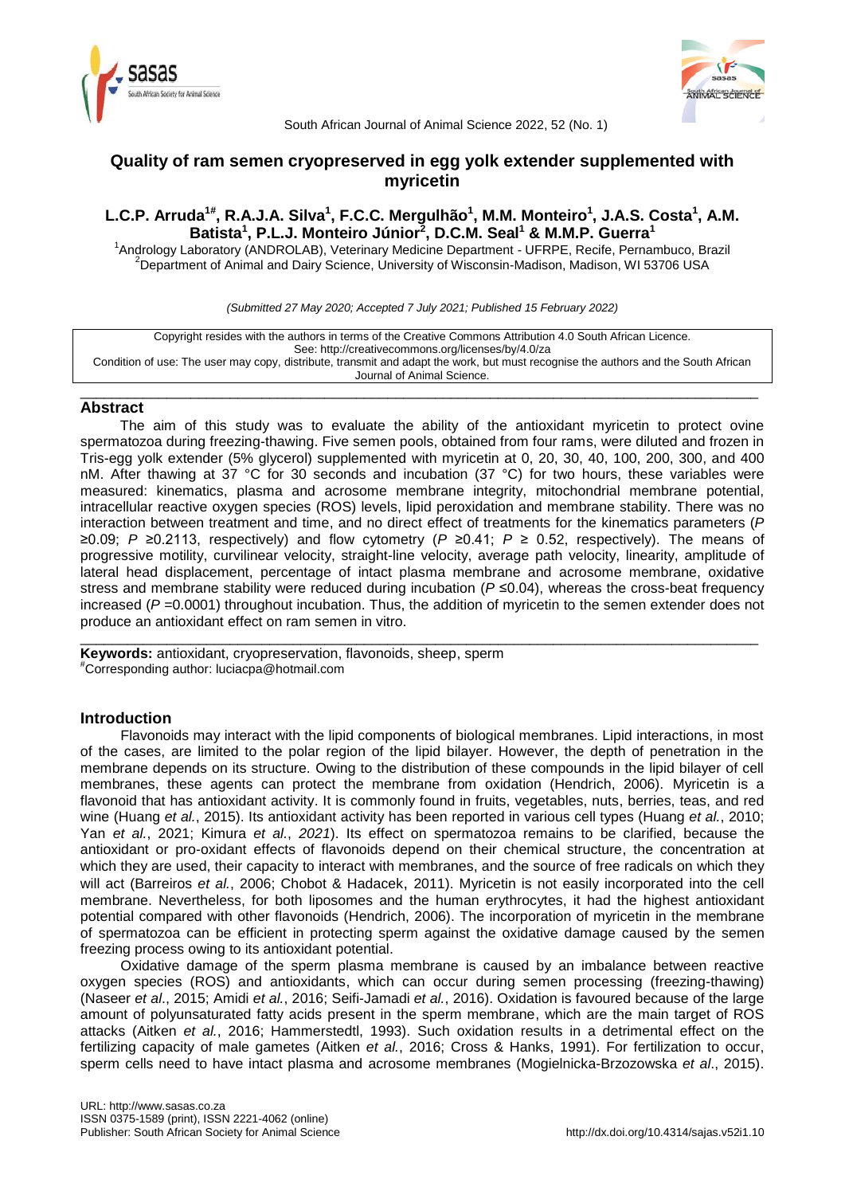# Quality of ram semen cryopreserved in egg yolk extender supplemented with myricetin

**L.C.P. Arruda[1#], R.A.J.A. Silva[1], F.C.C. Mergulhão[1], M.M. Monteiro[1], J.A.S. Costa[1], A.M. Batista[1], P.L.J. Monteiro Júnior[2], D.C.M. Seal[1] & M.M.P. Guerra[1]**

[1]Andrology Laboratory (ANDROLAB), Veterinary Medicine Department - UFRPE, Recife, Pernambuco, Brazil
[2]Department of Animal and Dairy Science, University of Wisconsin-Madison, Madison, WI 53706 USA

*(Submitted 27 May 2020; Accepted 7 July 2021; Published 15 February 2022)*

Copyright resides with the authors in terms of the Creative Commons Attribution 4.0 South African Licence.
See: http://creativecommons.org/licenses/by/4.0/za
Condition of use: The user may copy, distribute, transmit and adapt the work, but must recognise the authors and the South African Journal of Animal Science.

## Abstract

The aim of this study was to evaluate the ability of the antioxidant myricetin to protect ovine spermatozoa during freezing-thawing. Five semen pools, obtained from four rams, were diluted and frozen in Tris-egg yolk extender (5% glycerol) supplemented with myricetin at 0, 20, 30, 40, 100, 200, 300, and 400 nM. After thawing at 37 °C for 30 seconds and incubation (37 °C) for two hours, these variables were measured: kinematics, plasma and acrosome membrane integrity, mitochondrial membrane potential, intracellular reactive oxygen species (ROS) levels, lipid peroxidation and membrane stability. There was no interaction between treatment and time, and no direct effect of treatments for the kinematics parameters ($P$ ≥0.09; $P$ ≥0.2113, respectively) and flow cytometry ($P$ ≥0.41; $P$ ≥ 0.52, respectively). The means of progressive motility, curvilinear velocity, straight-line velocity, average path velocity, linearity, amplitude of lateral head displacement, percentage of intact plasma membrane and acrosome membrane, oxidative stress and membrane stability were reduced during incubation ($P$ ≤0.04), whereas the cross-beat frequency increased ($P$ =0.0001) throughout incubation. Thus, the addition of myricetin to the semen extender does not produce an antioxidant effect on ram semen in vitro.

**Keywords:** antioxidant, cryopreservation, flavonoids, sheep, sperm
[#]Corresponding author: luciacpa@hotmail.com

## Introduction

Flavonoids may interact with the lipid components of biological membranes. Lipid interactions, in most of the cases, are limited to the polar region of the lipid bilayer. However, the depth of penetration in the membrane depends on its structure. Owing to the distribution of these compounds in the lipid bilayer of cell membranes, these agents can protect the membrane from oxidation (Hendrich, 2006). Myricetin is a flavonoid that has antioxidant activity. It is commonly found in fruits, vegetables, nuts, berries, teas, and red wine (Huang *et al.*, 2015). Its antioxidant activity has been reported in various cell types (Huang *et al.*, 2010; Yan *et al.*, 2021; Kimura *et al.*, *2021*). Its effect on spermatozoa remains to be clarified, because the antioxidant or pro-oxidant effects of flavonoids depend on their chemical structure, the concentration at which they are used, their capacity to interact with membranes, and the source of free radicals on which they will act (Barreiros *et al.*, 2006; Chobot & Hadacek, 2011). Myricetin is not easily incorporated into the cell membrane. Nevertheless, for both liposomes and the human erythrocytes, it had the highest antioxidant potential compared with other flavonoids (Hendrich, 2006). The incorporation of myricetin in the membrane of spermatozoa can be efficient in protecting sperm against the oxidative damage caused by the semen freezing process owing to its antioxidant potential.

Oxidative damage of the sperm plasma membrane is caused by an imbalance between reactive oxygen species (ROS) and antioxidants, which can occur during semen processing (freezing-thawing) (Naseer *et al*., 2015; Amidi *et al.*, 2016; Seifi-Jamadi *et al.*, 2016). Oxidation is favoured because of the large amount of polyunsaturated fatty acids present in the sperm membrane, which are the main target of ROS attacks (Aitken *et al.*, 2016; Hammerstedtl, 1993). Such oxidation results in a detrimental effect on the fertilizing capacity of male gametes (Aitken *et al.*, 2016; Cross & Hanks, 1991). For fertilization to occur, sperm cells need to have intact plasma and acrosome membranes (Mogielnicka-Brzozowska *et al*., 2015).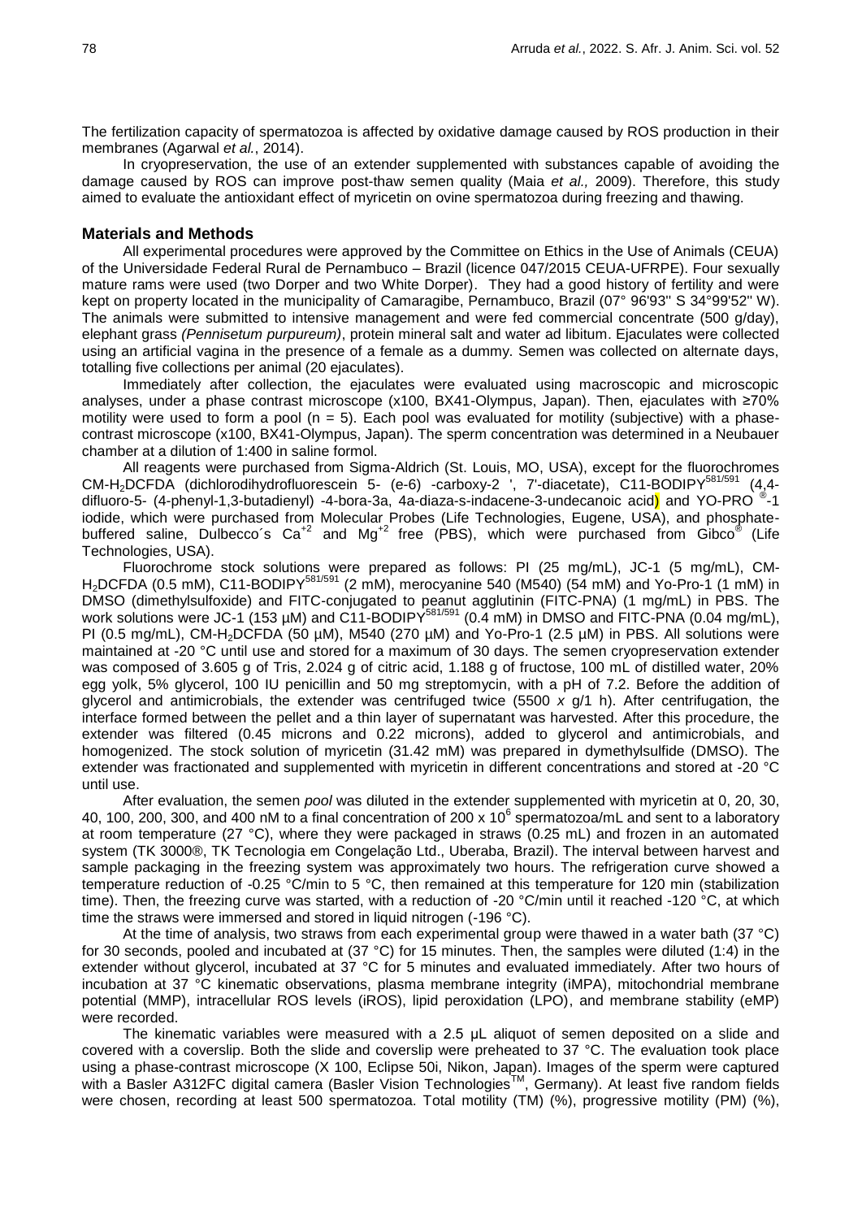The fertilization capacity of spermatozoa is affected by oxidative damage caused by ROS production in their membranes (Agarwal *et al.*, 2014).

In cryopreservation, the use of an extender supplemented with substances capable of avoiding the damage caused by ROS can improve post-thaw semen quality (Maia *et al.,* 2009). Therefore, this study aimed to evaluate the antioxidant effect of myricetin on ovine spermatozoa during freezing and thawing.

## Materials and Methods

All experimental procedures were approved by the Committee on Ethics in the Use of Animals (CEUA) of the Universidade Federal Rural de Pernambuco – Brazil (licence 047/2015 CEUA-UFRPE). Four sexually mature rams were used (two Dorper and two White Dorper). They had a good history of fertility and were kept on property located in the municipality of Camaragibe, Pernambuco, Brazil (07° 96'93'' S 34°99'52'' W). The animals were submitted to intensive management and were fed commercial concentrate (500 g/day), elephant grass *(Pennisetum purpureum)*, protein mineral salt and water ad libitum. Ejaculates were collected using an artificial vagina in the presence of a female as a dummy. Semen was collected on alternate days, totalling five collections per animal (20 ejaculates).

Immediately after collection, the ejaculates were evaluated using macroscopic and microscopic analyses, under a phase contrast microscope (x100, BX41-Olympus, Japan). Then, ejaculates with ≥70% motility were used to form a pool (n = 5). Each pool was evaluated for motility (subjective) with a phase-contrast microscope (x100, BX41-Olympus, Japan). The sperm concentration was determined in a Neubauer chamber at a dilution of 1:400 in saline formol.

All reagents were purchased from Sigma-Aldrich (St. Louis, MO, USA), except for the fluorochromes CM-$H_2$DCFDA (dichlorodihydrofluorescein 5- (e-6) -carboxy-2 ', 7'-diacetate), C11-BODIPY$^{581/591}$ (4,4-difluoro-5- (4-phenyl-1,3-butadienyl) -4-bora-3a, 4a-diaza-s-indacene-3-undecanoic acid) and YO-PRO ®-1 iodide, which were purchased from Molecular Probes (Life Technologies, Eugene, USA), and phosphate-buffered saline, Dulbecco´s $Ca^{+2}$ and $Mg^{+2}$ free (PBS), which were purchased from Gibco® (Life Technologies, USA).

Fluorochrome stock solutions were prepared as follows: PI (25 mg/mL), JC-1 (5 mg/mL), CM-$H_2$DCFDA (0.5 mM), C11-BODIPY$^{581/591}$ (2 mM), merocyanine 540 (M540) (54 mM) and Yo-Pro-1 (1 mM) in DMSO (dimethylsulfoxide) and FITC-conjugated to peanut agglutinin (FITC-PNA) (1 mg/mL) in PBS. The work solutions were JC-1 (153 μM) and C11-BODIPY$^{581/591}$ (0.4 mM) in DMSO and FITC-PNA (0.04 mg/mL), PI (0.5 mg/mL), CM-$H_2$DCFDA (50 μM), M540 (270 μM) and Yo-Pro-1 (2.5 μM) in PBS. All solutions were maintained at -20 °C until use and stored for a maximum of 30 days. The semen cryopreservation extender was composed of 3.605 g of Tris, 2.024 g of citric acid, 1.188 g of fructose, 100 mL of distilled water, 20% egg yolk, 5% glycerol, 100 IU penicillin and 50 mg streptomycin, with a pH of 7.2. Before the addition of glycerol and antimicrobials, the extender was centrifuged twice (5500 *x* g/1 h). After centrifugation, the interface formed between the pellet and a thin layer of supernatant was harvested. After this procedure, the extender was filtered (0.45 microns and 0.22 microns), added to glycerol and antimicrobials, and homogenized. The stock solution of myricetin (31.42 mM) was prepared in dymethylsulfide (DMSO). The extender was fractionated and supplemented with myricetin in different concentrations and stored at -20 °C until use.

After evaluation, the semen *pool* was diluted in the extender supplemented with myricetin at 0, 20, 30, 40, 100, 200, 300, and 400 nM to a final concentration of 200 x $10^6$ spermatozoa/mL and sent to a laboratory at room temperature (27 °C), where they were packaged in straws (0.25 mL) and frozen in an automated system (TK 3000®, TK Tecnologia em Congelação Ltd., Uberaba, Brazil). The interval between harvest and sample packaging in the freezing system was approximately two hours. The refrigeration curve showed a temperature reduction of -0.25 °C/min to 5 °C, then remained at this temperature for 120 min (stabilization time). Then, the freezing curve was started, with a reduction of -20 °C/min until it reached -120 °C, at which time the straws were immersed and stored in liquid nitrogen (-196 °C).

At the time of analysis, two straws from each experimental group were thawed in a water bath (37 °C) for 30 seconds, pooled and incubated at (37 °C) for 15 minutes. Then, the samples were diluted (1:4) in the extender without glycerol, incubated at 37 °C for 5 minutes and evaluated immediately. After two hours of incubation at 37 °C kinematic observations, plasma membrane integrity (iMPA), mitochondrial membrane potential (MMP), intracellular ROS levels (iROS), lipid peroxidation (LPO), and membrane stability (eMP) were recorded.

The kinematic variables were measured with a 2.5 μL aliquot of semen deposited on a slide and covered with a coverslip. Both the slide and coverslip were preheated to 37 °C. The evaluation took place using a phase-contrast microscope (X 100, Eclipse 50i, Nikon, Japan). Images of the sperm were captured with a Basler A312FC digital camera (Basler Vision Technologies™, Germany). At least five random fields were chosen, recording at least 500 spermatozoa. Total motility (TM) (%), progressive motility (PM) (%),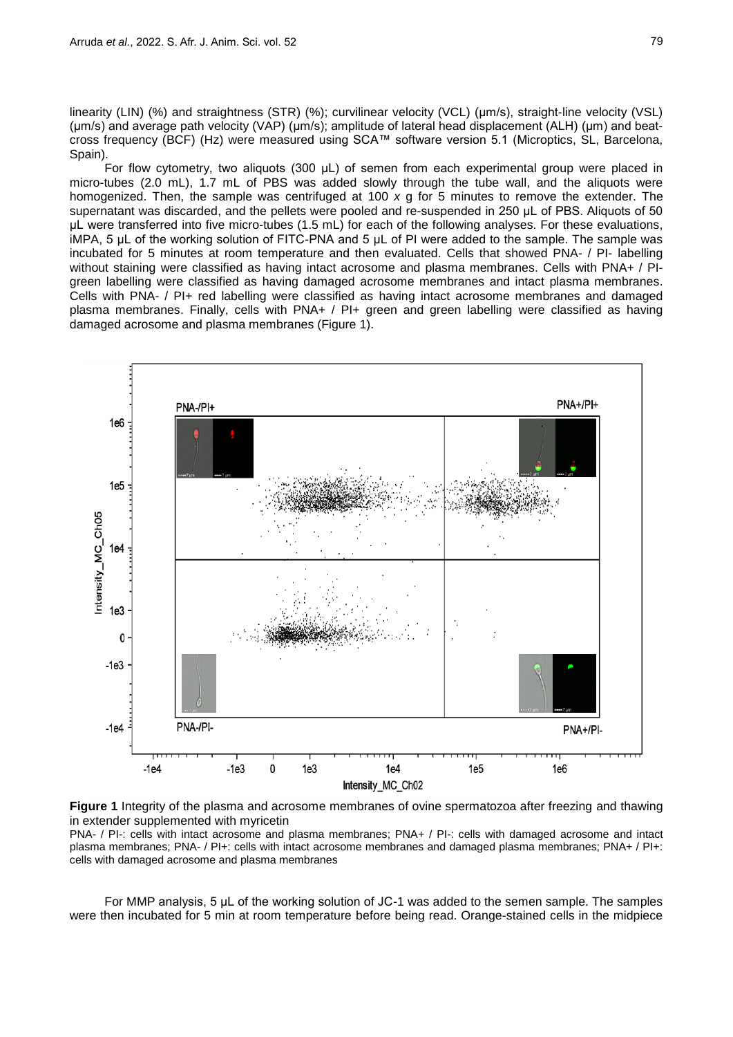linearity (LIN) (%) and straightness (STR) (%); curvilinear velocity (VCL) (μm/s), straight-line velocity (VSL) (μm/s) and average path velocity (VAP) (μm/s); amplitude of lateral head displacement (ALH) (μm) and beat-cross frequency (BCF) (Hz) were measured using SCA™ software version 5.1 (Microptics, SL, Barcelona, Spain).

For flow cytometry, two aliquots (300 μL) of semen from each experimental group were placed in micro-tubes (2.0 mL), 1.7 mL of PBS was added slowly through the tube wall, and the aliquots were homogenized. Then, the sample was centrifuged at 100 *x* g for 5 minutes to remove the extender. The supernatant was discarded, and the pellets were pooled and re-suspended in 250 μL of PBS. Aliquots of 50 μL were transferred into five micro-tubes (1.5 mL) for each of the following analyses. For these evaluations, iMPA, 5 μL of the working solution of FITC-PNA and 5 μL of PI were added to the sample. The sample was incubated for 5 minutes at room temperature and then evaluated. Cells that showed PNA- / PI- labelling without staining were classified as having intact acrosome and plasma membranes. Cells with PNA+ / PI- green labelling were classified as having damaged acrosome membranes and intact plasma membranes. Cells with PNA- / PI+ red labelling were classified as having intact acrosome membranes and damaged plasma membranes. Finally, cells with PNA+ / PI+ green and green labelling were classified as having damaged acrosome and plasma membranes (Figure 1).

**Figure 1** Integrity of the plasma and acrosome membranes of ovine spermatozoa after freezing and thawing in extender supplemented with myricetin

PNA- / PI-: cells with intact acrosome and plasma membranes; PNA+ / PI-: cells with damaged acrosome and intact plasma membranes; PNA- / PI+: cells with intact acrosome membranes and damaged plasma membranes; PNA+ / PI+: cells with damaged acrosome and plasma membranes

For MMP analysis, 5 μL of the working solution of JC-1 was added to the semen sample. The samples were then incubated for 5 min at room temperature before being read. Orange-stained cells in the midpiece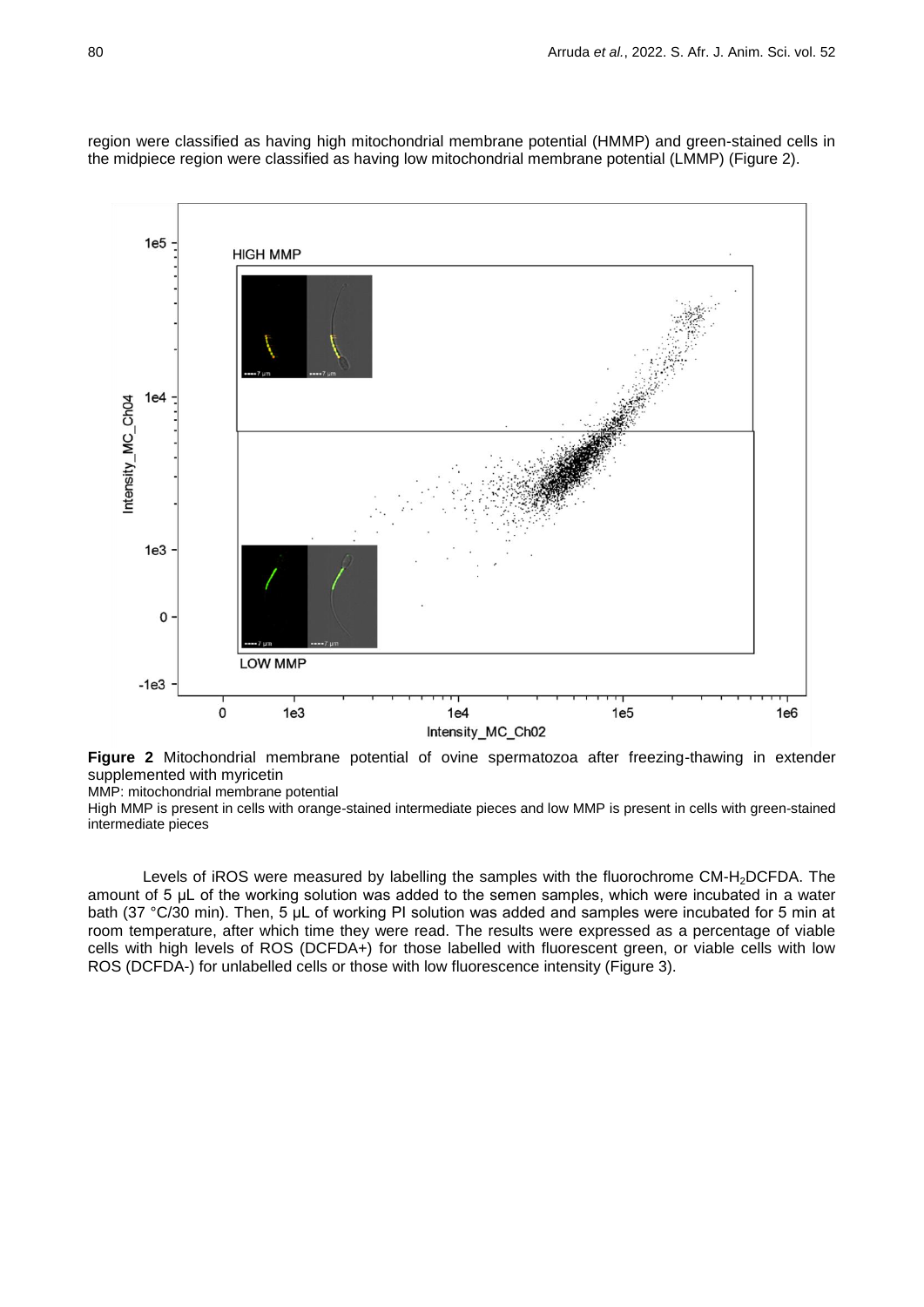region were classified as having high mitochondrial membrane potential (HMMP) and green-stained cells in the midpiece region were classified as having low mitochondrial membrane potential (LMMP) (Figure 2).

**Figure 2** Mitochondrial membrane potential of ovine spermatozoa after freezing-thawing in extender supplemented with myricetin

MMP: mitochondrial membrane potential

High MMP is present in cells with orange-stained intermediate pieces and low MMP is present in cells with green-stained intermediate pieces

Levels of iROS were measured by labelling the samples with the fluorochrome CM-$H_2$DCFDA. The amount of 5 µL of the working solution was added to the semen samples, which were incubated in a water bath (37 °C/30 min). Then, 5 µL of working PI solution was added and samples were incubated for 5 min at room temperature, after which time they were read. The results were expressed as a percentage of viable cells with high levels of ROS (DCFDA+) for those labelled with fluorescent green, or viable cells with low ROS (DCFDA-) for unlabelled cells or those with low fluorescence intensity (Figure 3).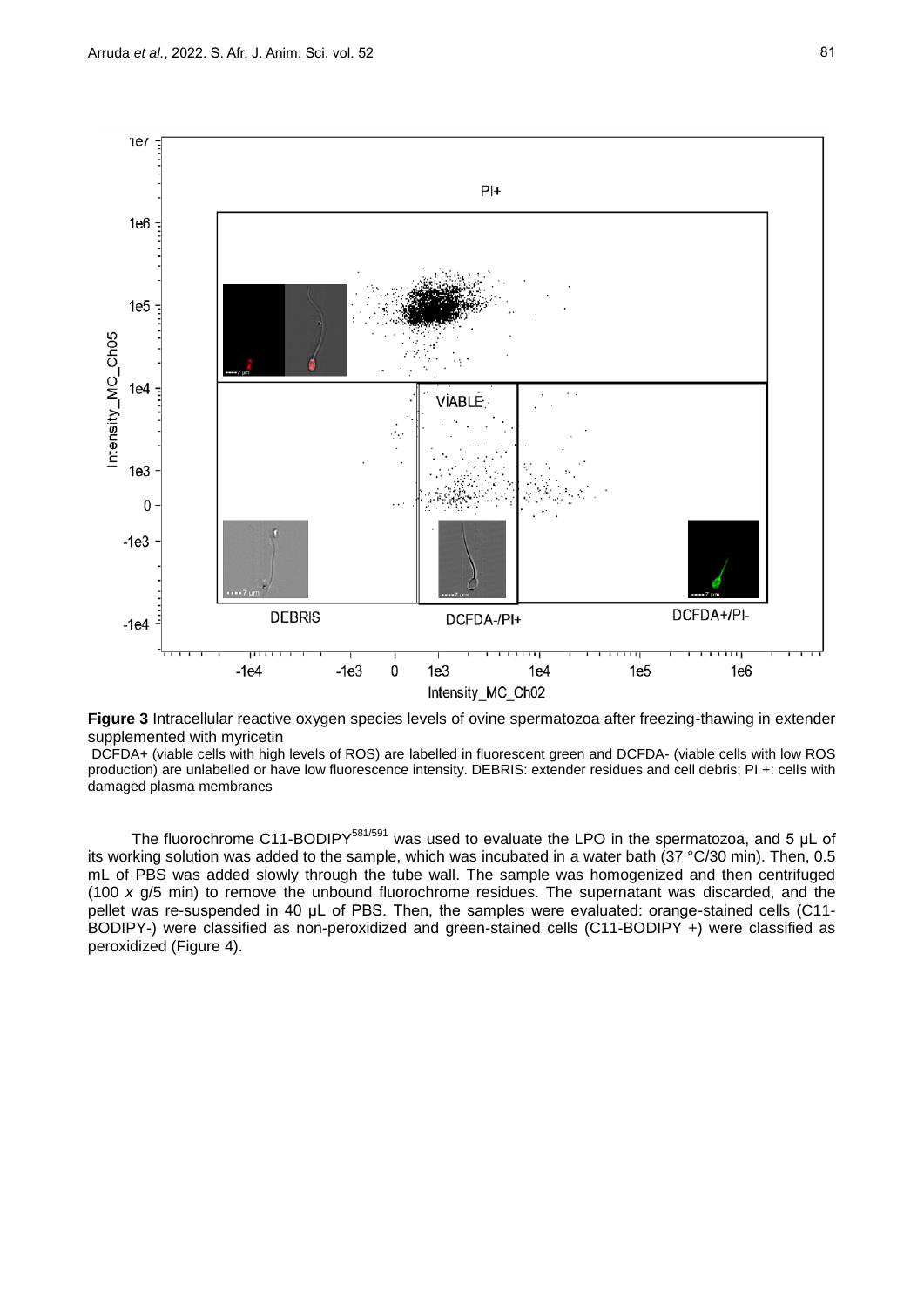**Figure 3** Intracellular reactive oxygen species levels of ovine spermatozoa after freezing-thawing in extender supplemented with myricetin

DCFDA+ (viable cells with high levels of ROS) are labelled in fluorescent green and DCFDA- (viable cells with low ROS production) are unlabelled or have low fluorescence intensity. DEBRIS: extender residues and cell debris; PI +: cells with damaged plasma membranes

The fluorochrome C11-BODIPY$^{581/591}$ was used to evaluate the LPO in the spermatozoa, and 5 µL of its working solution was added to the sample, which was incubated in a water bath (37 °C/30 min). Then, 0.5 mL of PBS was added slowly through the tube wall. The sample was homogenized and then centrifuged (100 *x* g/5 min) to remove the unbound fluorochrome residues. The supernatant was discarded, and the pellet was re-suspended in 40 µL of PBS. Then, the samples were evaluated: orange-stained cells (C11-BODIPY-) were classified as non-peroxidized and green-stained cells (C11-BODIPY +) were classified as peroxidized (Figure 4).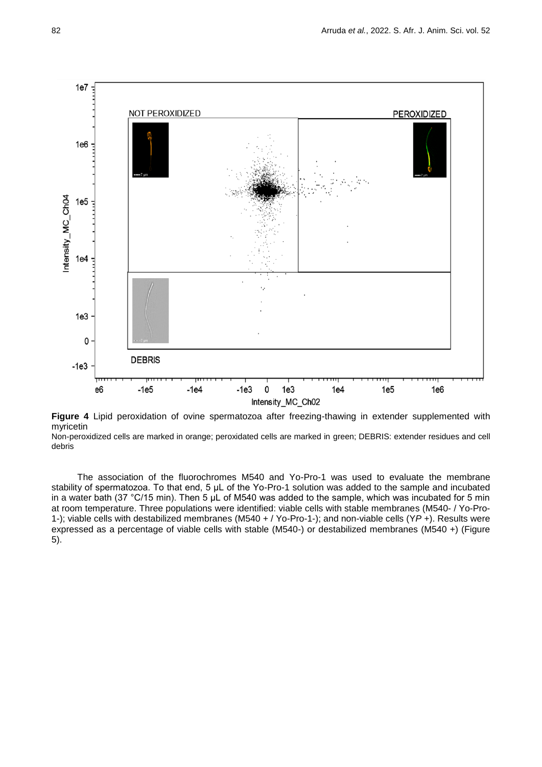**Figure 4** Lipid peroxidation of ovine spermatozoa after freezing-thawing in extender supplemented with myricetin

Non-peroxidized cells are marked in orange; peroxidated cells are marked in green; DEBRIS: extender residues and cell debris

The association of the fluorochromes M540 and Yo-Pro-1 was used to evaluate the membrane stability of spermatozoa. To that end, 5 µL of the Yo-Pro-1 solution was added to the sample and incubated in a water bath (37 °C/15 min). Then 5 µL of M540 was added to the sample, which was incubated for 5 min at room temperature. Three populations were identified: viable cells with stable membranes (M540- / Yo-Pro-1-); viable cells with destabilized membranes (M540 + / Yo-Pro-1-); and non-viable cells (Y*P* +). Results were expressed as a percentage of viable cells with stable (M540-) or destabilized membranes (M540 +) (Figure 5).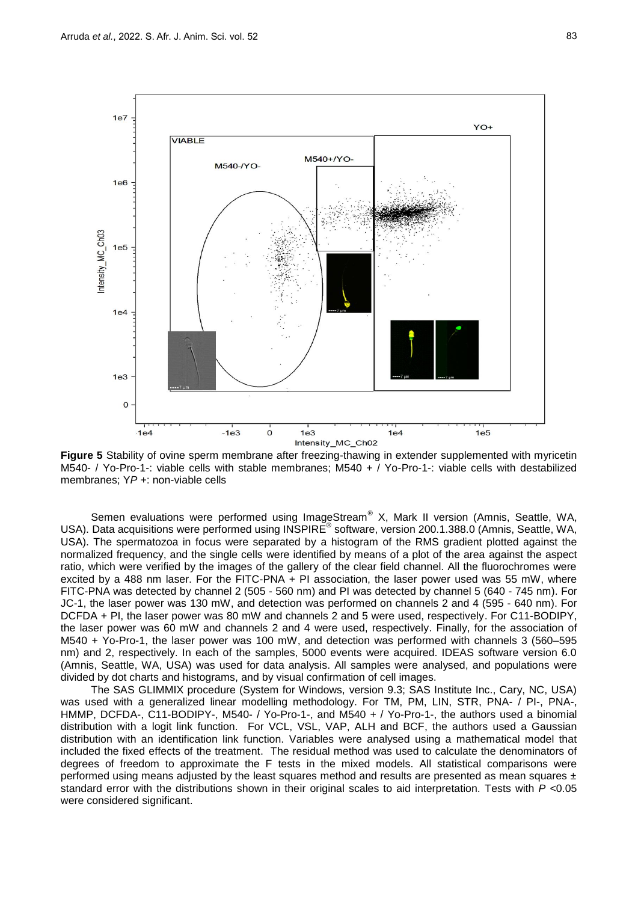**Figure 5** Stability of ovine sperm membrane after freezing-thawing in extender supplemented with myricetin M540- / Yo-Pro-1-: viable cells with stable membranes; M540 + / Yo-Pro-1-: viable cells with destabilized membranes; Y*P* +: non-viable cells

Semen evaluations were performed using ImageStream® X, Mark II version (Amnis, Seattle, WA, USA). Data acquisitions were performed using INSPIRE® software, version 200.1.388.0 (Amnis, Seattle, WA, USA). The spermatozoa in focus were separated by a histogram of the RMS gradient plotted against the normalized frequency, and the single cells were identified by means of a plot of the area against the aspect ratio, which were verified by the images of the gallery of the clear field channel. All the fluorochromes were excited by a 488 nm laser. For the FITC-PNA + PI association, the laser power used was 55 mW, where FITC-PNA was detected by channel 2 (505 - 560 nm) and PI was detected by channel 5 (640 - 745 nm). For JC-1, the laser power was 130 mW, and detection was performed on channels 2 and 4 (595 - 640 nm). For DCFDA + PI, the laser power was 80 mW and channels 2 and 5 were used, respectively. For C11-BODIPY, the laser power was 60 mW and channels 2 and 4 were used, respectively. Finally, for the association of M540 + Yo-Pro-1, the laser power was 100 mW, and detection was performed with channels 3 (560–595 nm) and 2, respectively. In each of the samples, 5000 events were acquired. IDEAS software version 6.0 (Amnis, Seattle, WA, USA) was used for data analysis. All samples were analysed, and populations were divided by dot charts and histograms, and by visual confirmation of cell images.

The SAS GLIMMIX procedure (System for Windows, version 9.3; SAS Institute Inc., Cary, NC, USA) was used with a generalized linear modelling methodology. For TM, PM, LIN, STR, PNA- / PI-, PNA-, HMMP, DCFDA-, C11-BODIPY-, M540- / Yo-Pro-1-, and M540 + / Yo-Pro-1-, the authors used a binomial distribution with a logit link function. For VCL, VSL, VAP, ALH and BCF, the authors used a Gaussian distribution with an identification link function. Variables were analysed using a mathematical model that included the fixed effects of the treatment. The residual method was used to calculate the denominators of degrees of freedom to approximate the F tests in the mixed models. All statistical comparisons were performed using means adjusted by the least squares method and results are presented as mean squares ± standard error with the distributions shown in their original scales to aid interpretation. Tests with $P < 0.05$ were considered significant.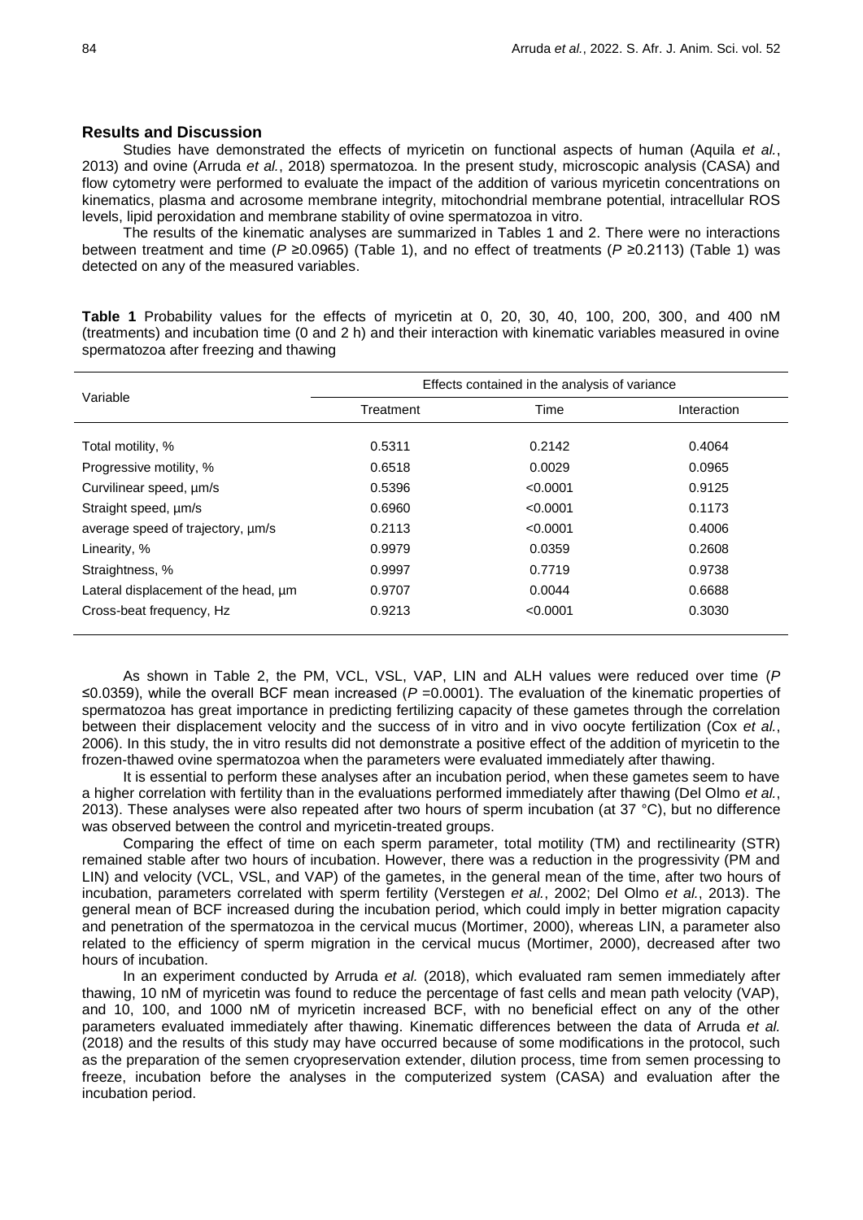## Results and Discussion

Studies have demonstrated the effects of myricetin on functional aspects of human (Aquila *et al.*, 2013) and ovine (Arruda *et al.*, 2018) spermatozoa. In the present study, microscopic analysis (CASA) and flow cytometry were performed to evaluate the impact of the addition of various myricetin concentrations on kinematics, plasma and acrosome membrane integrity, mitochondrial membrane potential, intracellular ROS levels, lipid peroxidation and membrane stability of ovine spermatozoa in vitro.

The results of the kinematic analyses are summarized in Tables 1 and 2. There were no interactions between treatment and time ($P \geq 0.0965$) (Table 1), and no effect of treatments ($P \geq 0.2113$) (Table 1) was detected on any of the measured variables.

**Table 1** Probability values for the effects of myricetin at 0, 20, 30, 40, 100, 200, 300, and 400 nM (treatments) and incubation time (0 and 2 h) and their interaction with kinematic variables measured in ovine spermatozoa after freezing and thawing

| Variable | Effects contained in the analysis of variance | | |
|---|---|---|---|
| | Treatment | Time | Interaction |
| Total motility, % | 0.5311 | 0.2142 | 0.4064 |
| Progressive motility, % | 0.6518 | 0.0029 | 0.0965 |
| Curvilinear speed, µm/s | 0.5396 | <0.0001 | 0.9125 |
| Straight speed, µm/s | 0.6960 | <0.0001 | 0.1173 |
| average speed of trajectory, µm/s | 0.2113 | <0.0001 | 0.4006 |
| Linearity, % | 0.9979 | 0.0359 | 0.2608 |
| Straightness, % | 0.9997 | 0.7719 | 0.9738 |
| Lateral displacement of the head, µm | 0.9707 | 0.0044 | 0.6688 |
| Cross-beat frequency, Hz | 0.9213 | <0.0001 | 0.3030 |

As shown in Table 2, the PM, VCL, VSL, VAP, LIN and ALH values were reduced over time ($P \leq 0.0359$), while the overall BCF mean increased ($P = 0.0001$). The evaluation of the kinematic properties of spermatozoa has great importance in predicting fertilizing capacity of these gametes through the correlation between their displacement velocity and the success of in vitro and in vivo oocyte fertilization (Cox *et al.*, 2006). In this study, the in vitro results did not demonstrate a positive effect of the addition of myricetin to the frozen-thawed ovine spermatozoa when the parameters were evaluated immediately after thawing.

It is essential to perform these analyses after an incubation period, when these gametes seem to have a higher correlation with fertility than in the evaluations performed immediately after thawing (Del Olmo *et al.*, 2013). These analyses were also repeated after two hours of sperm incubation (at 37 °C), but no difference was observed between the control and myricetin-treated groups.

Comparing the effect of time on each sperm parameter, total motility (TM) and rectilinearity (STR) remained stable after two hours of incubation. However, there was a reduction in the progressivity (PM and LIN) and velocity (VCL, VSL, and VAP) of the gametes, in the general mean of the time, after two hours of incubation, parameters correlated with sperm fertility (Verstegen *et al.*, 2002; Del Olmo *et al.*, 2013). The general mean of BCF increased during the incubation period, which could imply in better migration capacity and penetration of the spermatozoa in the cervical mucus (Mortimer, 2000), whereas LIN, a parameter also related to the efficiency of sperm migration in the cervical mucus (Mortimer, 2000), decreased after two hours of incubation.

In an experiment conducted by Arruda *et al.* (2018), which evaluated ram semen immediately after thawing, 10 nM of myricetin was found to reduce the percentage of fast cells and mean path velocity (VAP), and 10, 100, and 1000 nM of myricetin increased BCF, with no beneficial effect on any of the other parameters evaluated immediately after thawing. Kinematic differences between the data of Arruda *et al.* (2018) and the results of this study may have occurred because of some modifications in the protocol, such as the preparation of the semen cryopreservation extender, dilution process, time from semen processing to freeze, incubation before the analyses in the computerized system (CASA) and evaluation after the incubation period.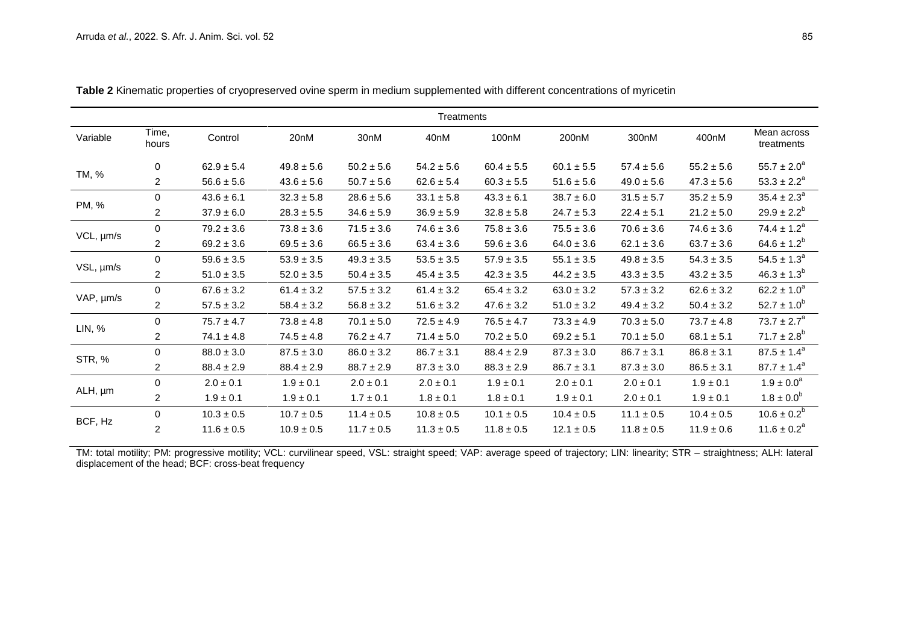**Table 2** Kinematic properties of cryopreserved ovine sperm in medium supplemented with different concentrations of myricetin

| Variable | Time, hours | Control | 20nM | 30nM | 40nM | 100nM | 200nM | 300nM | 400nM | Mean across treatments |
|---|---|---|---|---|---|---|---|---|---|---|
| | | | Treatments | | | | | | | |
| TM, % | 0 | 62.9 ± 5.4 | 49.8 ± 5.6 | 50.2 ± 5.6 | 54.2 ± 5.6 | 60.4 ± 5.5 | 60.1 ± 5.5 | 57.4 ± 5.6 | 55.2 ± 5.6 | 55.7 ± 2.0[a] |
| | 2 | 56.6 ± 5.6 | 43.6 ± 5.6 | 50.7 ± 5.6 | 62.6 ± 5.4 | 60.3 ± 5.5 | 51.6 ± 5.6 | 49.0 ± 5.6 | 47.3 ± 5.6 | 53.3 ± 2.2[a] |
| PM, % | 0 | 43.6 ± 6.1 | 32.3 ± 5.8 | 28.6 ± 5.6 | 33.1 ± 5.8 | 43.3 ± 6.1 | 38.7 ± 6.0 | 31.5 ± 5.7 | 35.2 ± 5.9 | 35.4 ± 2.3[a] |
| | 2 | 37.9 ± 6.0 | 28.3 ± 5.5 | 34.6 ± 5.9 | 36.9 ± 5.9 | 32.8 ± 5.8 | 24.7 ± 5.3 | 22.4 ± 5.1 | 21.2 ± 5.0 | 29.9 ± 2.2[b] |
| VCL, µm/s | 0 | 79.2 ± 3.6 | 73.8 ± 3.6 | 71.5 ± 3.6 | 74.6 ± 3.6 | 75.8 ± 3.6 | 75.5 ± 3.6 | 70.6 ± 3.6 | 74.6 ± 3.6 | 74.4 ± 1.2[a] |
| | 2 | 69.2 ± 3.6 | 69.5 ± 3.6 | 66.5 ± 3.6 | 63.4 ± 3.6 | 59.6 ± 3.6 | 64.0 ± 3.6 | 62.1 ± 3.6 | 63.7 ± 3.6 | 64.6 ± 1.2[b] |
| VSL, µm/s | 0 | 59.6 ± 3.5 | 53.9 ± 3.5 | 49.3 ± 3.5 | 53.5 ± 3.5 | 57.9 ± 3.5 | 55.1 ± 3.5 | 49.8 ± 3.5 | 54.3 ± 3.5 | 54.5 ± 1.3[a] |
| | 2 | 51.0 ± 3.5 | 52.0 ± 3.5 | 50.4 ± 3.5 | 45.4 ± 3.5 | 42.3 ± 3.5 | 44.2 ± 3.5 | 43.3 ± 3.5 | 43.2 ± 3.5 | 46.3 ± 1.3[b] |
| VAP, µm/s | 0 | 67.6 ± 3.2 | 61.4 ± 3.2 | 57.5 ± 3.2 | 61.4 ± 3.2 | 65.4 ± 3.2 | 63.0 ± 3.2 | 57.3 ± 3.2 | 62.6 ± 3.2 | 62.2 ± 1.0[a] |
| | 2 | 57.5 ± 3.2 | 58.4 ± 3.2 | 56.8 ± 3.2 | 51.6 ± 3.2 | 47.6 ± 3.2 | 51.0 ± 3.2 | 49.4 ± 3.2 | 50.4 ± 3.2 | 52.7 ± 1.0[b] |
| LIN, % | 0 | 75.7 ± 4.7 | 73.8 ± 4.8 | 70.1 ± 5.0 | 72.5 ± 4.9 | 76.5 ± 4.7 | 73.3 ± 4.9 | 70.3 ± 5.0 | 73.7 ± 4.8 | 73.7 ± 2.7[a] |
| | 2 | 74.1 ± 4.8 | 74.5 ± 4.8 | 76.2 ± 4.7 | 71.4 ± 5.0 | 70.2 ± 5.0 | 69.2 ± 5.1 | 70.1 ± 5.0 | 68.1 ± 5.1 | 71.7 ± 2.8[b] |
| STR, % | 0 | 88.0 ± 3.0 | 87.5 ± 3.0 | 86.0 ± 3.2 | 86.7 ± 3.1 | 88.4 ± 2.9 | 87.3 ± 3.0 | 86.7 ± 3.1 | 86.8 ± 3.1 | 87.5 ± 1.4[a] |
| | 2 | 88.4 ± 2.9 | 88.4 ± 2.9 | 88.7 ± 2.9 | 87.3 ± 3.0 | 88.3 ± 2.9 | 86.7 ± 3.1 | 87.3 ± 3.0 | 86.5 ± 3.1 | 87.7 ± 1.4[a] |
| ALH, µm | 0 | 2.0 ± 0.1 | 1.9 ± 0.1 | 2.0 ± 0.1 | 2.0 ± 0.1 | 1.9 ± 0.1 | 2.0 ± 0.1 | 2.0 ± 0.1 | 1.9 ± 0.1 | 1.9 ± 0.0[a] |
| | 2 | 1.9 ± 0.1 | 1.9 ± 0.1 | 1.7 ± 0.1 | 1.8 ± 0.1 | 1.8 ± 0.1 | 1.9 ± 0.1 | 2.0 ± 0.1 | 1.9 ± 0.1 | 1.8 ± 0.0[b] |
| BCF, Hz | 0 | 10.3 ± 0.5 | 10.7 ± 0.5 | 11.4 ± 0.5 | 10.8 ± 0.5 | 10.1 ± 0.5 | 10.4 ± 0.5 | 11.1 ± 0.5 | 10.4 ± 0.5 | 10.6 ± 0.2[b] |
| | 2 | 11.6 ± 0.5 | 10.9 ± 0.5 | 11.7 ± 0.5 | 11.3 ± 0.5 | 11.8 ± 0.5 | 12.1 ± 0.5 | 11.8 ± 0.5 | 11.9 ± 0.6 | 11.6 ± 0.2[a] |

TM: total motility; PM: progressive motility; VCL: curvilinear speed, VSL: straight speed; VAP: average speed of trajectory; LIN: linearity; STR – straightness; ALH: lateral displacement of the head; BCF: cross-beat frequency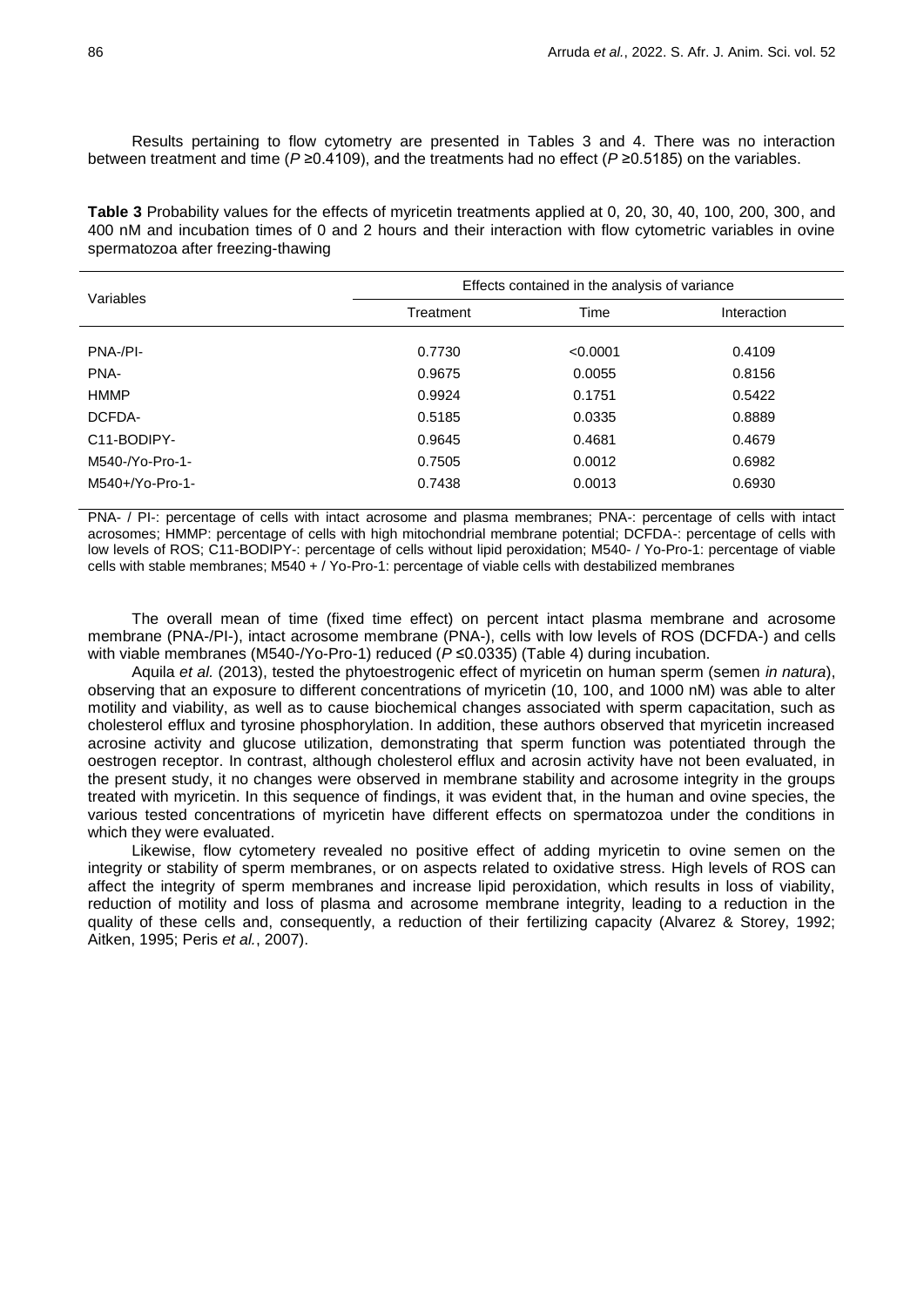Results pertaining to flow cytometry are presented in Tables 3 and 4. There was no interaction between treatment and time ($P \geq 0.4109$), and the treatments had no effect ($P \geq 0.5185$) on the variables.

**Table 3** Probability values for the effects of myricetin treatments applied at 0, 20, 30, 40, 100, 200, 300, and 400 nM and incubation times of 0 and 2 hours and their interaction with flow cytometric variables in ovine spermatozoa after freezing-thawing

| Variables | Effects contained in the analysis of variance | | |
|---|---|---|---|
| | Treatment | Time | Interaction |
| PNA-/PI- | 0.7730 | <0.0001 | 0.4109 |
| PNA- | 0.9675 | 0.0055 | 0.8156 |
| HMMP | 0.9924 | 0.1751 | 0.5422 |
| DCFDA- | 0.5185 | 0.0335 | 0.8889 |
| C11-BODIPY- | 0.9645 | 0.4681 | 0.4679 |
| M540-/Yo-Pro-1- | 0.7505 | 0.0012 | 0.6982 |
| M540+/Yo-Pro-1- | 0.7438 | 0.0013 | 0.6930 |

PNA- / PI-: percentage of cells with intact acrosome and plasma membranes; PNA-: percentage of cells with intact acrosomes; HMMP: percentage of cells with high mitochondrial membrane potential; DCFDA-: percentage of cells with low levels of ROS; C11-BODIPY-: percentage of cells without lipid peroxidation; M540- / Yo-Pro-1: percentage of viable cells with stable membranes; M540 + / Yo-Pro-1: percentage of viable cells with destabilized membranes

The overall mean of time (fixed time effect) on percent intact plasma membrane and acrosome membrane (PNA-/PI-), intact acrosome membrane (PNA-), cells with low levels of ROS (DCFDA-) and cells with viable membranes (M540-/Yo-Pro-1) reduced ($P \leq 0.0335$) (Table 4) during incubation.

Aquila *et al.* (2013), tested the phytoestrogenic effect of myricetin on human sperm (semen *in natura*), observing that an exposure to different concentrations of myricetin (10, 100, and 1000 nM) was able to alter motility and viability, as well as to cause biochemical changes associated with sperm capacitation, such as cholesterol efflux and tyrosine phosphorylation. In addition, these authors observed that myricetin increased acrosine activity and glucose utilization, demonstrating that sperm function was potentiated through the oestrogen receptor. In contrast, although cholesterol efflux and acrosin activity have not been evaluated, in the present study, it no changes were observed in membrane stability and acrosome integrity in the groups treated with myricetin. In this sequence of findings, it was evident that, in the human and ovine species, the various tested concentrations of myricetin have different effects on spermatozoa under the conditions in which they were evaluated.

Likewise, flow cytometery revealed no positive effect of adding myricetin to ovine semen on the integrity or stability of sperm membranes, or on aspects related to oxidative stress. High levels of ROS can affect the integrity of sperm membranes and increase lipid peroxidation, which results in loss of viability, reduction of motility and loss of plasma and acrosome membrane integrity, leading to a reduction in the quality of these cells and, consequently, a reduction of their fertilizing capacity (Alvarez & Storey, 1992; Aitken, 1995; Peris *et al.*, 2007).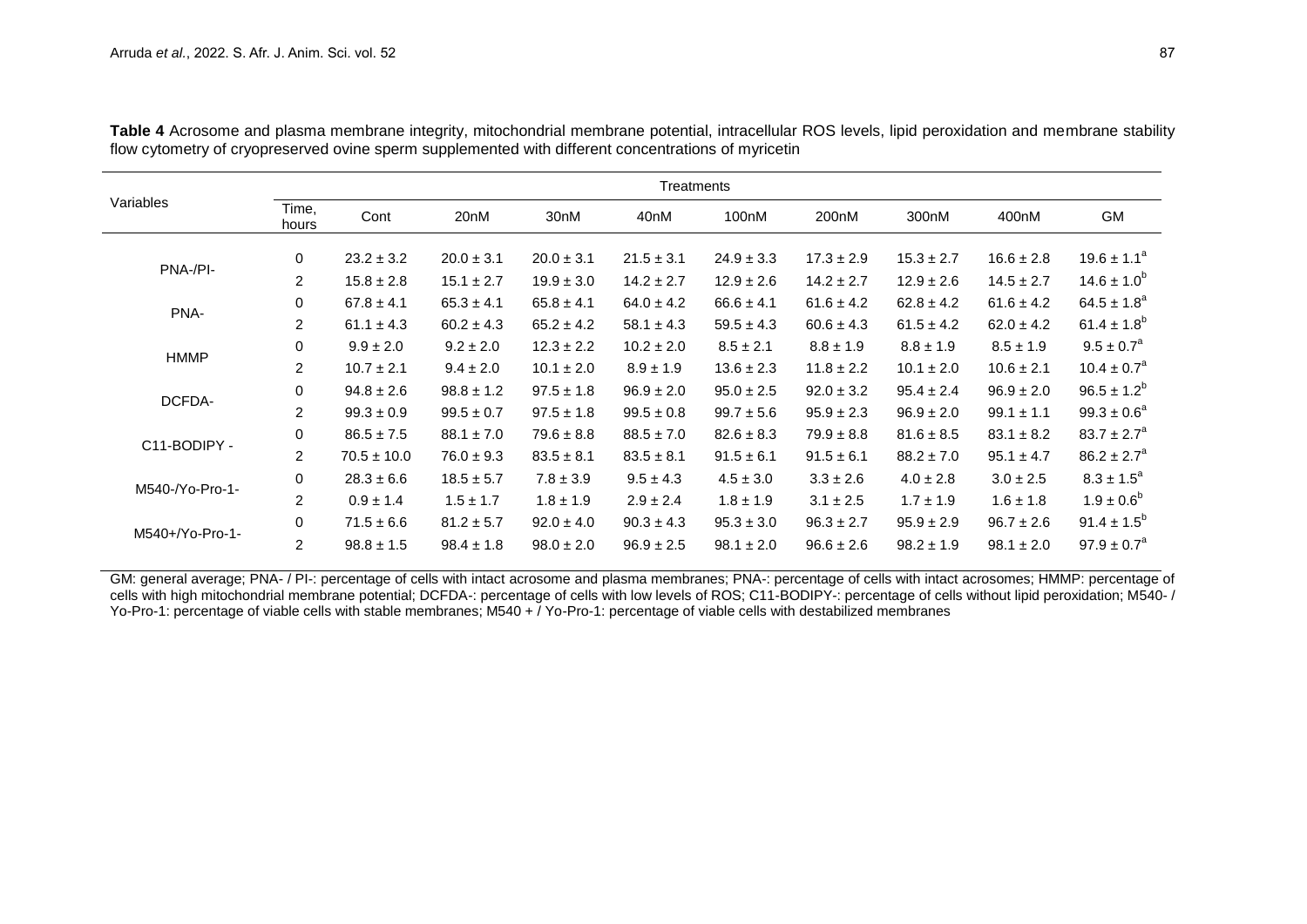**Table 4** Acrosome and plasma membrane integrity, mitochondrial membrane potential, intracellular ROS levels, lipid peroxidation and membrane stability flow cytometry of cryopreserved ovine sperm supplemented with different concentrations of myricetin

| Variables | Treatments | | | | | | | | | |
|---|---|---|---|---|---|---|---|---|---|---|
| | Time, hours | Cont | 20nM | 30nM | 40nM | 100nM | 200nM | 300nM | 400nM | GM |
| PNA-/PI- | 0 | 23.2 ± 3.2 | 20.0 ± 3.1 | 20.0 ± 3.1 | 21.5 ± 3.1 | 24.9 ± 3.3 | 17.3 ± 2.9 | 15.3 ± 2.7 | 16.6 ± 2.8 | 19.6 ± 1.1[a] |
| | 2 | 15.8 ± 2.8 | 15.1 ± 2.7 | 19.9 ± 3.0 | 14.2 ± 2.7 | 12.9 ± 2.6 | 14.2 ± 2.7 | 12.9 ± 2.6 | 14.5 ± 2.7 | 14.6 ± 1.0[b] |
| PNA- | 0 | 67.8 ± 4.1 | 65.3 ± 4.1 | 65.8 ± 4.1 | 64.0 ± 4.2 | 66.6 ± 4.1 | 61.6 ± 4.2 | 62.8 ± 4.2 | 61.6 ± 4.2 | 64.5 ± 1.8[a] |
| | 2 | 61.1 ± 4.3 | 60.2 ± 4.3 | 65.2 ± 4.2 | 58.1 ± 4.3 | 59.5 ± 4.3 | 60.6 ± 4.3 | 61.5 ± 4.2 | 62.0 ± 4.2 | 61.4 ± 1.8[b] |
| HMMP | 0 | 9.9 ± 2.0 | 9.2 ± 2.0 | 12.3 ± 2.2 | 10.2 ± 2.0 | 8.5 ± 2.1 | 8.8 ± 1.9 | 8.8 ± 1.9 | 8.5 ± 1.9 | 9.5 ± 0.7[a] |
| | 2 | 10.7 ± 2.1 | 9.4 ± 2.0 | 10.1 ± 2.0 | 8.9 ± 1.9 | 13.6 ± 2.3 | 11.8 ± 2.2 | 10.1 ± 2.0 | 10.6 ± 2.1 | 10.4 ± 0.7[a] |
| DCFDA- | 0 | 94.8 ± 2.6 | 98.8 ± 1.2 | 97.5 ± 1.8 | 96.9 ± 2.0 | 95.0 ± 2.5 | 92.0 ± 3.2 | 95.4 ± 2.4 | 96.9 ± 2.0 | 96.5 ± 1.2[b] |
| | 2 | 99.3 ± 0.9 | 99.5 ± 0.7 | 97.5 ± 1.8 | 99.5 ± 0.8 | 99.7 ± 5.6 | 95.9 ± 2.3 | 96.9 ± 2.0 | 99.1 ± 1.1 | 99.3 ± 0.6[a] |
| C11-BODIPY - | 0 | 86.5 ± 7.5 | 88.1 ± 7.0 | 79.6 ± 8.8 | 88.5 ± 7.0 | 82.6 ± 8.3 | 79.9 ± 8.8 | 81.6 ± 8.5 | 83.1 ± 8.2 | 83.7 ± 2.7[a] |
| | 2 | 70.5 ± 10.0 | 76.0 ± 9.3 | 83.5 ± 8.1 | 83.5 ± 8.1 | 91.5 ± 6.1 | 91.5 ± 6.1 | 88.2 ± 7.0 | 95.1 ± 4.7 | 86.2 ± 2.7[a] |
| M540-/Yo-Pro-1- | 0 | 28.3 ± 6.6 | 18.5 ± 5.7 | 7.8 ± 3.9 | 9.5 ± 4.3 | 4.5 ± 3.0 | 3.3 ± 2.6 | 4.0 ± 2.8 | 3.0 ± 2.5 | 8.3 ± 1.5[a] |
| | 2 | 0.9 ± 1.4 | 1.5 ± 1.7 | 1.8 ± 1.9 | 2.9 ± 2.4 | 1.8 ± 1.9 | 3.1 ± 2.5 | 1.7 ± 1.9 | 1.6 ± 1.8 | 1.9 ± 0.6[b] |
| M540+/Yo-Pro-1- | 0 | 71.5 ± 6.6 | 81.2 ± 5.7 | 92.0 ± 4.0 | 90.3 ± 4.3 | 95.3 ± 3.0 | 96.3 ± 2.7 | 95.9 ± 2.9 | 96.7 ± 2.6 | 91.4 ± 1.5[b] |
| | 2 | 98.8 ± 1.5 | 98.4 ± 1.8 | 98.0 ± 2.0 | 96.9 ± 2.5 | 98.1 ± 2.0 | 96.6 ± 2.6 | 98.2 ± 1.9 | 98.1 ± 2.0 | 97.9 ± 0.7[a] |

GM: general average; PNA- / PI-: percentage of cells with intact acrosome and plasma membranes; PNA-: percentage of cells with intact acrosomes; HMMP: percentage of cells with high mitochondrial membrane potential; DCFDA-: percentage of cells with low levels of ROS; C11-BODIPY-: percentage of cells without lipid peroxidation; M540- / Yo-Pro-1: percentage of viable cells with stable membranes; M540 + / Yo-Pro-1: percentage of viable cells with destabilized membranes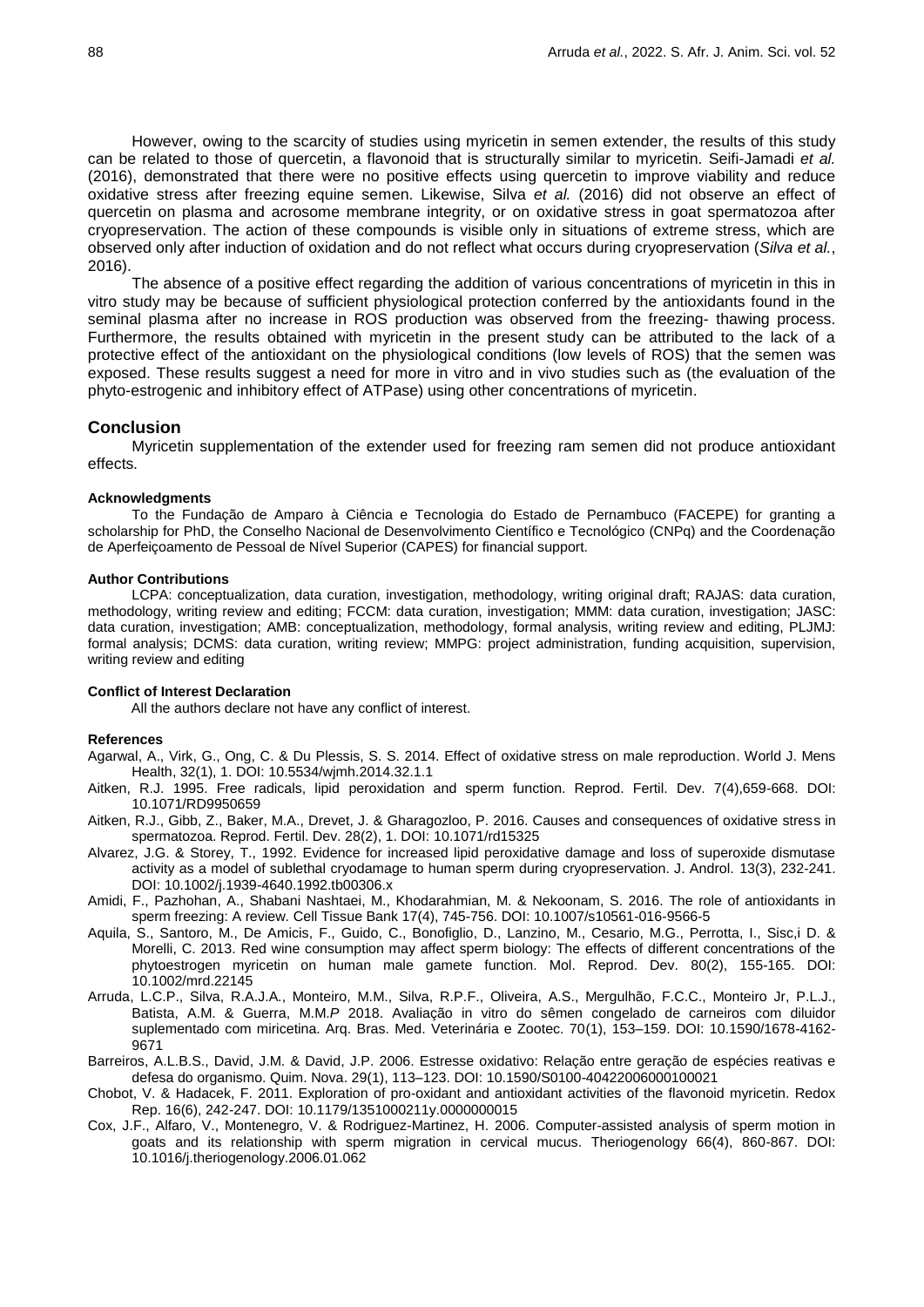However, owing to the scarcity of studies using myricetin in semen extender, the results of this study can be related to those of quercetin, a flavonoid that is structurally similar to myricetin. Seifi-Jamadi *et al.* (2016), demonstrated that there were no positive effects using quercetin to improve viability and reduce oxidative stress after freezing equine semen. Likewise, Silva *et al.* (2016) did not observe an effect of quercetin on plasma and acrosome membrane integrity, or on oxidative stress in goat spermatozoa after cryopreservation. The action of these compounds is visible only in situations of extreme stress, which are observed only after induction of oxidation and do not reflect what occurs during cryopreservation (*Silva et al.*, 2016).

The absence of a positive effect regarding the addition of various concentrations of myricetin in this in vitro study may be because of sufficient physiological protection conferred by the antioxidants found in the seminal plasma after no increase in ROS production was observed from the freezing- thawing process. Furthermore, the results obtained with myricetin in the present study can be attributed to the lack of a protective effect of the antioxidant on the physiological conditions (low levels of ROS) that the semen was exposed. These results suggest a need for more in vitro and in vivo studies such as (the evaluation of the phyto-estrogenic and inhibitory effect of ATPase) using other concentrations of myricetin.

## Conclusion

Myricetin supplementation of the extender used for freezing ram semen did not produce antioxidant effects.

### Acknowledgments

To the Fundação de Amparo à Ciência e Tecnologia do Estado de Pernambuco (FACEPE) for granting a scholarship for PhD, the Conselho Nacional de Desenvolvimento Científico e Tecnológico (CNPq) and the Coordenação de Aperfeiçoamento de Pessoal de Nível Superior (CAPES) for financial support.

### Author Contributions

LCPA: conceptualization, data curation, investigation, methodology, writing original draft; RAJAS: data curation, methodology, writing review and editing; FCCM: data curation, investigation; MMM: data curation, investigation; JASC: data curation, investigation; AMB: conceptualization, methodology, formal analysis, writing review and editing, PLJMJ: formal analysis; DCMS: data curation, writing review; MMPG: project administration, funding acquisition, supervision, writing review and editing

### Conflict of Interest Declaration

All the authors declare not have any conflict of interest.

### References

Agarwal, A., Virk, G., Ong, C. & Du Plessis, S. S. 2014. Effect of oxidative stress on male reproduction. World J. Mens Health, 32(1), 1. DOI: 10.5534/wjmh.2014.32.1.1

Aitken, R.J. 1995. Free radicals, lipid peroxidation and sperm function. Reprod. Fertil. Dev. 7(4),659-668. DOI: 10.1071/RD9950659

Aitken, R.J., Gibb, Z., Baker, M.A., Drevet, J. & Gharagozloo, P. 2016. Causes and consequences of oxidative stress in spermatozoa. Reprod. Fertil. Dev. 28(2), 1. DOI: 10.1071/rd15325

Alvarez, J.G. & Storey, T., 1992. Evidence for increased lipid peroxidative damage and loss of superoxide dismutase activity as a model of sublethal cryodamage to human sperm during cryopreservation. J. Androl. 13(3), 232-241. DOI: 10.1002/j.1939-4640.1992.tb00306.x

Amidi, F., Pazhohan, A., Shabani Nashtaei, M., Khodarahmian, M. & Nekoonam, S. 2016. The role of antioxidants in sperm freezing: A review. Cell Tissue Bank 17(4), 745-756. DOI: 10.1007/s10561-016-9566-5

Aquila, S., Santoro, M., De Amicis, F., Guido, C., Bonofiglio, D., Lanzino, M., Cesario, M.G., Perrotta, I., Sisc,i D. & Morelli, C. 2013. Red wine consumption may affect sperm biology: The effects of different concentrations of the phytoestrogen myricetin on human male gamete function. Mol. Reprod. Dev. 80(2), 155-165. DOI: 10.1002/mrd.22145

Arruda, L.C.P., Silva, R.A.J.A., Monteiro, M.M., Silva, R.P.F., Oliveira, A.S., Mergulhão, F.C.C., Monteiro Jr, P.L.J., Batista, A.M. & Guerra, M.M.*P* 2018. Avaliação in vitro do sêmen congelado de carneiros com diluidor suplementado com miricetina. Arq. Bras. Med. Veterinária e Zootec. 70(1), 153–159. DOI: 10.1590/1678-4162-9671

Barreiros, A.L.B.S., David, J.M. & David, J.P. 2006. Estresse oxidativo: Relação entre geração de espécies reativas e defesa do organismo. Quim. Nova. 29(1), 113–123. DOI: 10.1590/S0100-40422006000100021

Chobot, V. & Hadacek, F. 2011. Exploration of pro-oxidant and antioxidant activities of the flavonoid myricetin. Redox Rep. 16(6), 242-247. DOI: 10.1179/1351000211y.0000000015

Cox, J.F., Alfaro, V., Montenegro, V. & Rodriguez-Martinez, H. 2006. Computer-assisted analysis of sperm motion in goats and its relationship with sperm migration in cervical mucus. Theriogenology 66(4), 860-867. DOI: 10.1016/j.theriogenology.2006.01.062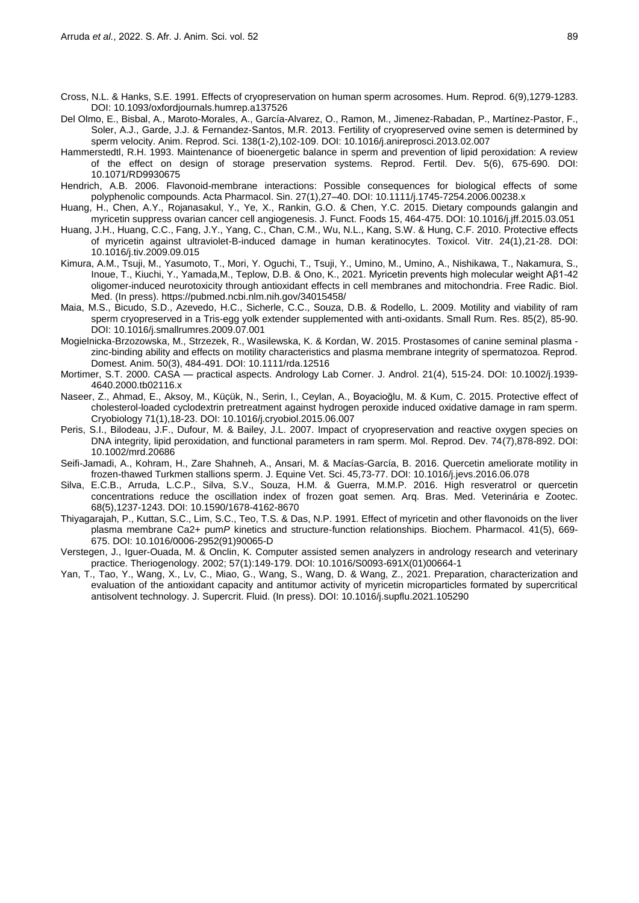Cross, N.L. & Hanks, S.E. 1991. Effects of cryopreservation on human sperm acrosomes. Hum. Reprod. 6(9),1279-1283. DOI: 10.1093/oxfordjournals.humrep.a137526

Del Olmo, E., Bisbal, A., Maroto-Morales, A., García-Alvarez, O., Ramon, M., Jimenez-Rabadan, P., Martínez-Pastor, F., Soler, A.J., Garde, J.J. & Fernandez-Santos, M.R. 2013. Fertility of cryopreserved ovine semen is determined by sperm velocity. Anim. Reprod. Sci. 138(1-2),102-109. DOI: 10.1016/j.anireprosci.2013.02.007

Hammerstedtl, R.H. 1993. Maintenance of bioenergetic balance in sperm and prevention of lipid peroxidation: A review of the effect on design of storage preservation systems. Reprod. Fertil. Dev. 5(6), 675-690. DOI: 10.1071/RD9930675

Hendrich, A.B. 2006. Flavonoid-membrane interactions: Possible consequences for biological effects of some polyphenolic compounds. Acta Pharmacol. Sin. 27(1),27–40. DOI: 10.1111/j.1745-7254.2006.00238.x

Huang, H., Chen, A.Y., Rojanasakul, Y., Ye, X., Rankin, G.O. & Chen, Y.C. 2015. Dietary compounds galangin and myricetin suppress ovarian cancer cell angiogenesis. J. Funct. Foods 15, 464-475. DOI: 10.1016/j.jff.2015.03.051

Huang, J.H., Huang, C.C., Fang, J.Y., Yang, C., Chan, C.M., Wu, N.L., Kang, S.W. & Hung, C.F. 2010. Protective effects of myricetin against ultraviolet-B-induced damage in human keratinocytes. Toxicol. Vitr. 24(1),21-28. DOI: 10.1016/j.tiv.2009.09.015

Kimura, A.M., Tsuji, M., Yasumoto, T., Mori, Y. Oguchi, T., Tsuji, Y., Umino, M., Umino, A., Nishikawa, T., Nakamura, S., Inoue, T., Kiuchi, Y., Yamada,M., Teplow, D.B. & Ono, K., 2021. Myricetin prevents high molecular weight Aβ1-42 oligomer-induced neurotoxicity through antioxidant effects in cell membranes and mitochondria. Free Radic. Biol. Med. (In press). https://pubmed.ncbi.nlm.nih.gov/34015458/

Maia, M.S., Bicudo, S.D., Azevedo, H.C., Sicherle, C.C., Souza, D.B. & Rodello, L. 2009. Motility and viability of ram sperm cryopreserved in a Tris-egg yolk extender supplemented with anti-oxidants. Small Rum. Res. 85(2), 85-90. DOI: 10.1016/j.smallrumres.2009.07.001

Mogielnicka-Brzozowska, M., Strzezek, R., Wasilewska, K. & Kordan, W. 2015. Prostasomes of canine seminal plasma - zinc-binding ability and effects on motility characteristics and plasma membrane integrity of spermatozoa. Reprod. Domest. Anim. 50(3), 484-491. DOI: 10.1111/rda.12516

Mortimer, S.T. 2000. CASA — practical aspects. Andrology Lab Corner. J. Androl. 21(4), 515-24. DOI: 10.1002/j.1939-4640.2000.tb02116.x

Naseer, Z., Ahmad, E., Aksoy, M., Küçük, N., Serin, I., Ceylan, A., Boyacioğlu, M. & Kum, C. 2015. Protective effect of cholesterol-loaded cyclodextrin pretreatment against hydrogen peroxide induced oxidative damage in ram sperm. Cryobiology 71(1),18-23. DOI: 10.1016/j.cryobiol.2015.06.007

Peris, S.I., Bilodeau, J.F., Dufour, M. & Bailey, J.L. 2007. Impact of cryopreservation and reactive oxygen species on DNA integrity, lipid peroxidation, and functional parameters in ram sperm. Mol. Reprod. Dev. 74(7),878-892. DOI: 10.1002/mrd.20686

Seifi-Jamadi, A., Kohram, H., Zare Shahneh, A., Ansari, M. & Macías-García, B. 2016. Quercetin ameliorate motility in frozen-thawed Turkmen stallions sperm. J. Equine Vet. Sci. 45,73-77. DOI: 10.1016/j.jevs.2016.06.078

Silva, E.C.B., Arruda, L.C.P., Silva, S.V., Souza, H.M. & Guerra, M.M.P. 2016. High resveratrol or quercetin concentrations reduce the oscillation index of frozen goat semen. Arq. Bras. Med. Veterinária e Zootec. 68(5),1237-1243. DOI: 10.1590/1678-4162-8670

Thiyagarajah, P., Kuttan, S.C., Lim, S.C., Teo, T.S. & Das, N.P. 1991. Effect of myricetin and other flavonoids on the liver plasma membrane Ca2+ pum*P* kinetics and structure-function relationships. Biochem. Pharmacol. 41(5), 669-675. DOI: 10.1016/0006-2952(91)90065-D

Verstegen, J., Iguer-Ouada, M. & Onclin, K. Computer assisted semen analyzers in andrology research and veterinary practice. Theriogenology. 2002; 57(1):149-179. DOI: 10.1016/S0093-691X(01)00664-1

Yan, T., Tao, Y., Wang, X., Lv, C., Miao, G., Wang, S., Wang, D. & Wang, Z., 2021. Preparation, characterization and evaluation of the antioxidant capacity and antitumor activity of myricetin microparticles formated by supercritical antisolvent technology. J. Supercrit. Fluid. (In press). DOI: 10.1016/j.supflu.2021.105290